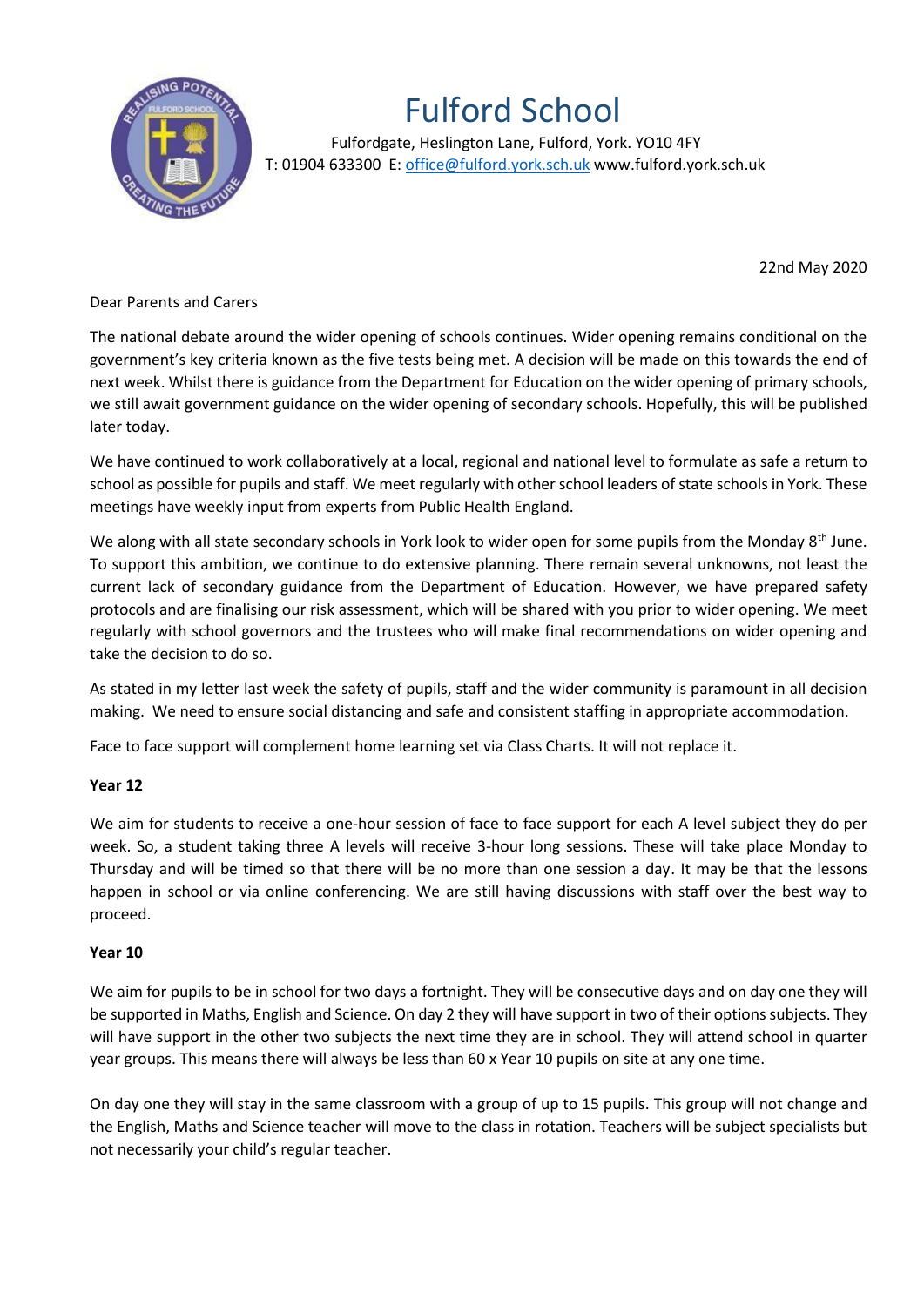# Fulford School

Fulfordgate, Heslington Lane, Fulford, York. YO10 4FY
T: 01904 633300 E: office@fulford.york.sch.uk www.fulford.york.sch.uk

22nd May 2020

Dear Parents and Carers

The national debate around the wider opening of schools continues. Wider opening remains conditional on the government's key criteria known as the five tests being met. A decision will be made on this towards the end of next week. Whilst there is guidance from the Department for Education on the wider opening of primary schools, we still await government guidance on the wider opening of secondary schools. Hopefully, this will be published later today.

We have continued to work collaboratively at a local, regional and national level to formulate as safe a return to school as possible for pupils and staff. We meet regularly with other school leaders of state schools in York. These meetings have weekly input from experts from Public Health England.

We along with all state secondary schools in York look to wider open for some pupils from the Monday 8th June. To support this ambition, we continue to do extensive planning. There remain several unknowns, not least the current lack of secondary guidance from the Department of Education. However, we have prepared safety protocols and are finalising our risk assessment, which will be shared with you prior to wider opening. We meet regularly with school governors and the trustees who will make final recommendations on wider opening and take the decision to do so.

As stated in my letter last week the safety of pupils, staff and the wider community is paramount in all decision making. We need to ensure social distancing and safe and consistent staffing in appropriate accommodation.

Face to face support will complement home learning set via Class Charts. It will not replace it.

**Year 12**

We aim for students to receive a one-hour session of face to face support for each A level subject they do per week. So, a student taking three A levels will receive 3-hour long sessions. These will take place Monday to Thursday and will be timed so that there will be no more than one session a day. It may be that the lessons happen in school or via online conferencing. We are still having discussions with staff over the best way to proceed.

**Year 10**

We aim for pupils to be in school for two days a fortnight. They will be consecutive days and on day one they will be supported in Maths, English and Science. On day 2 they will have support in two of their options subjects. They will have support in the other two subjects the next time they are in school. They will attend school in quarter year groups. This means there will always be less than 60 x Year 10 pupils on site at any one time.

On day one they will stay in the same classroom with a group of up to 15 pupils. This group will not change and the English, Maths and Science teacher will move to the class in rotation. Teachers will be subject specialists but not necessarily your child's regular teacher.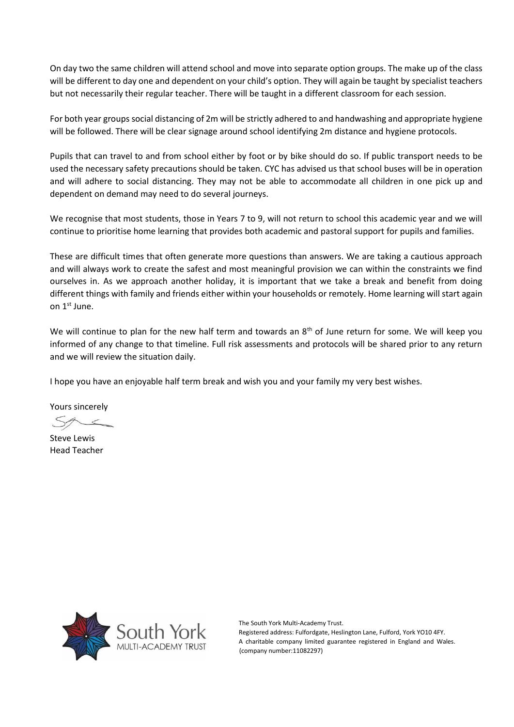On day two the same children will attend school and move into separate option groups. The make up of the class will be different to day one and dependent on your child's option. They will again be taught by specialist teachers but not necessarily their regular teacher. There will be taught in a different classroom for each session.

For both year groups social distancing of 2m will be strictly adhered to and handwashing and appropriate hygiene will be followed. There will be clear signage around school identifying 2m distance and hygiene protocols.

Pupils that can travel to and from school either by foot or by bike should do so. If public transport needs to be used the necessary safety precautions should be taken. CYC has advised us that school buses will be in operation and will adhere to social distancing. They may not be able to accommodate all children in one pick up and dependent on demand may need to do several journeys.

We recognise that most students, those in Years 7 to 9, will not return to school this academic year and we will continue to prioritise home learning that provides both academic and pastoral support for pupils and families.

These are difficult times that often generate more questions than answers. We are taking a cautious approach and will always work to create the safest and most meaningful provision we can within the constraints we find ourselves in. As we approach another holiday, it is important that we take a break and benefit from doing different things with family and friends either within your households or remotely. Home learning will start again on 1st June.

We will continue to plan for the new half term and towards an 8th of June return for some. We will keep you informed of any change to that timeline. Full risk assessments and protocols will be shared prior to any return and we will review the situation daily.

I hope you have an enjoyable half term break and wish you and your family my very best wishes.

Yours sincerely

Steve Lewis
Head Teacher

South York MULTI-ACADEMY TRUST

The South York Multi-Academy Trust.
Registered address: Fulfordgate, Heslington Lane, Fulford, York YO10 4FY.
A charitable company limited guarantee registered in England and Wales.
(company number:11082297)